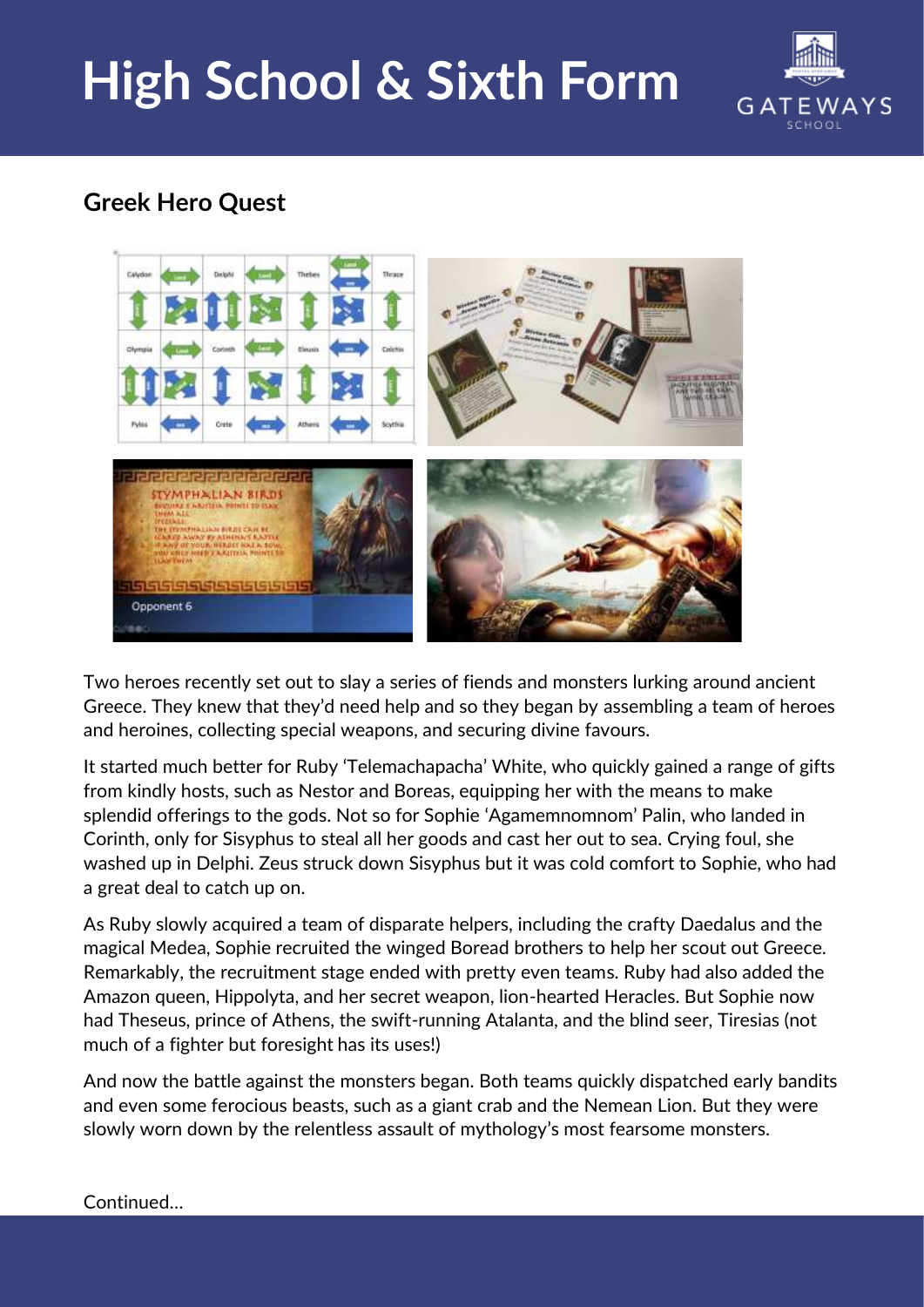## Greek Hero Quest

Two heroes recently set out to slay a series of fiends and monsters lurking around ancient Greece. They knew that they'd need help and so they began by assembling a team of heroes and heroines, collecting special weapons, and securing divine favours.

It started much better for Ruby 'Telemachapacha' White, who quickly gained a range of gifts from kindly hosts, such as Nestor and Boreas, equipping her with the means to make splendid offerings to the gods. Not so for Sophie 'Agamemnomnom' Palin, who landed in Corinth, only for Sisyphus to steal all her goods and cast her out to sea. Crying foul, she washed up in Delphi. Zeus struck down Sisyphus but it was cold comfort to Sophie, who had a great deal to catch up on.

As Ruby slowly acquired a team of disparate helpers, including the crafty Daedalus and the magical Medea, Sophie recruited the winged Boread brothers to help her scout out Greece. Remarkably, the recruitment stage ended with pretty even teams. Ruby had also added the Amazon queen, Hippolyta, and her secret weapon, lion-hearted Heracles. But Sophie now had Theseus, prince of Athens, the swift-running Atalanta, and the blind seer, Tiresias (not much of a fighter but foresight has its uses!)

And now the battle against the monsters began. Both teams quickly dispatched early bandits and even some ferocious beasts, such as a giant crab and the Nemean Lion. But they were slowly worn down by the relentless assault of mythology's most fearsome monsters.

Continued…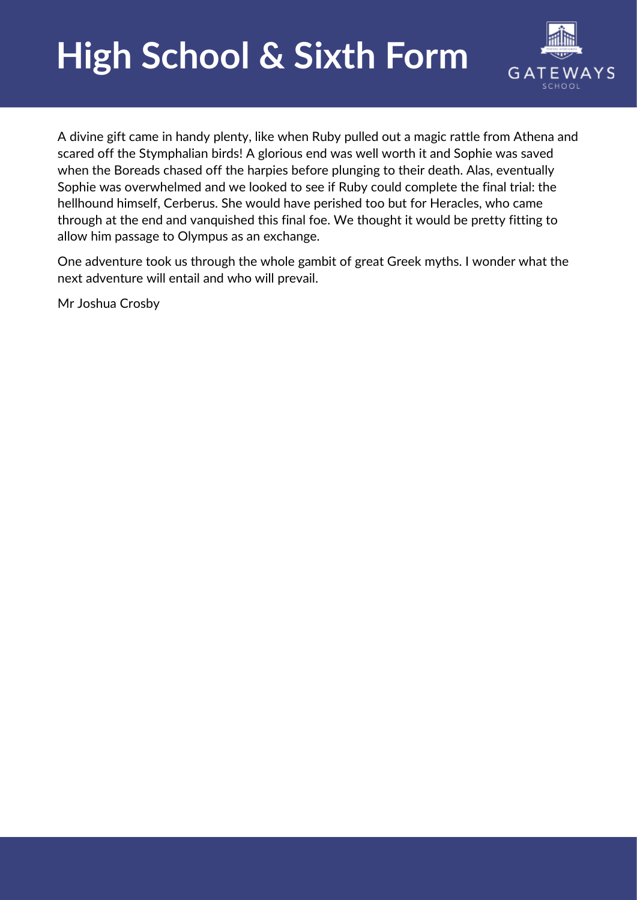A divine gift came in handy plenty, like when Ruby pulled out a magic rattle from Athena and scared off the Stymphalian birds! A glorious end was well worth it and Sophie was saved when the Boreads chased off the harpies before plunging to their death. Alas, eventually Sophie was overwhelmed and we looked to see if Ruby could complete the final trial: the hellhound himself, Cerberus. She would have perished too but for Heracles, who came through at the end and vanquished this final foe. We thought it would be pretty fitting to allow him passage to Olympus as an exchange.

One adventure took us through the whole gambit of great Greek myths. I wonder what the next adventure will entail and who will prevail.

Mr Joshua Crosby